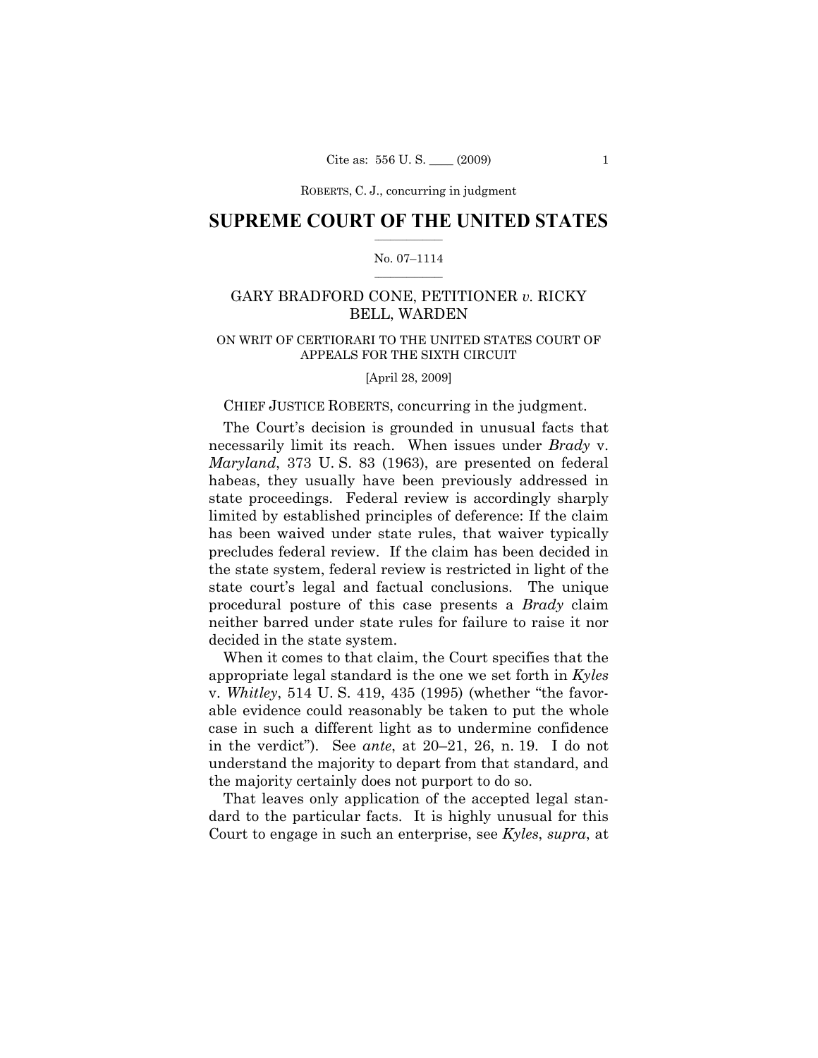# SUPREME COURT OF THE UNITED STATES

No. 07–1114

GARY BRADFORD CONE, PETITIONER *v.* RICKY BELL, WARDEN

ON WRIT OF CERTIORARI TO THE UNITED STATES COURT OF APPEALS FOR THE SIXTH CIRCUIT

[April 28, 2009]

CHIEF JUSTICE ROBERTS, concurring in the judgment.

The Court's decision is grounded in unusual facts that necessarily limit its reach. When issues under *Brady* v. *Maryland*, 373 U. S. 83 (1963), are presented on federal habeas, they usually have been previously addressed in state proceedings. Federal review is accordingly sharply limited by established principles of deference: If the claim has been waived under state rules, that waiver typically precludes federal review. If the claim has been decided in the state system, federal review is restricted in light of the state court's legal and factual conclusions. The unique procedural posture of this case presents a *Brady* claim neither barred under state rules for failure to raise it nor decided in the state system.

When it comes to that claim, the Court specifies that the appropriate legal standard is the one we set forth in *Kyles* v. *Whitley*, 514 U. S. 419, 435 (1995) (whether "the favorable evidence could reasonably be taken to put the whole case in such a different light as to undermine confidence in the verdict"). See *ante*, at 20–21, 26, n. 19. I do not understand the majority to depart from that standard, and the majority certainly does not purport to do so.

That leaves only application of the accepted legal standard to the particular facts. It is highly unusual for this Court to engage in such an enterprise, see *Kyles*, *supra*, at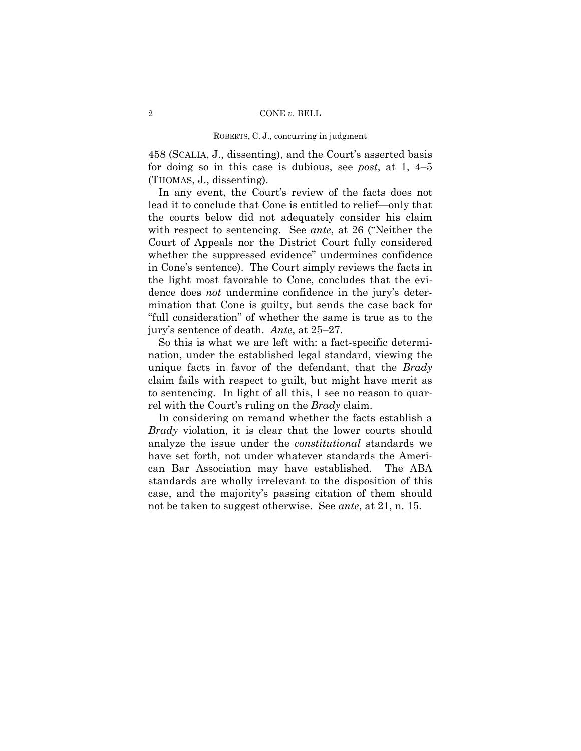458 (SCALIA, J., dissenting), and the Court's asserted basis for doing so in this case is dubious, see *post*, at 1, 4–5 (THOMAS, J., dissenting).

In any event, the Court's review of the facts does not lead it to conclude that Cone is entitled to relief—only that the courts below did not adequately consider his claim with respect to sentencing. See *ante*, at 26 ("Neither the Court of Appeals nor the District Court fully considered whether the suppressed evidence" undermines confidence in Cone's sentence). The Court simply reviews the facts in the light most favorable to Cone, concludes that the evidence does *not* undermine confidence in the jury's determination that Cone is guilty, but sends the case back for "full consideration" of whether the same is true as to the jury's sentence of death. *Ante*, at 25–27.

So this is what we are left with: a fact-specific determination, under the established legal standard, viewing the unique facts in favor of the defendant, that the *Brady* claim fails with respect to guilt, but might have merit as to sentencing. In light of all this, I see no reason to quarrel with the Court's ruling on the *Brady* claim.

In considering on remand whether the facts establish a *Brady* violation, it is clear that the lower courts should analyze the issue under the *constitutional* standards we have set forth, not under whatever standards the American Bar Association may have established. The ABA standards are wholly irrelevant to the disposition of this case, and the majority's passing citation of them should not be taken to suggest otherwise. See *ante*, at 21, n. 15.